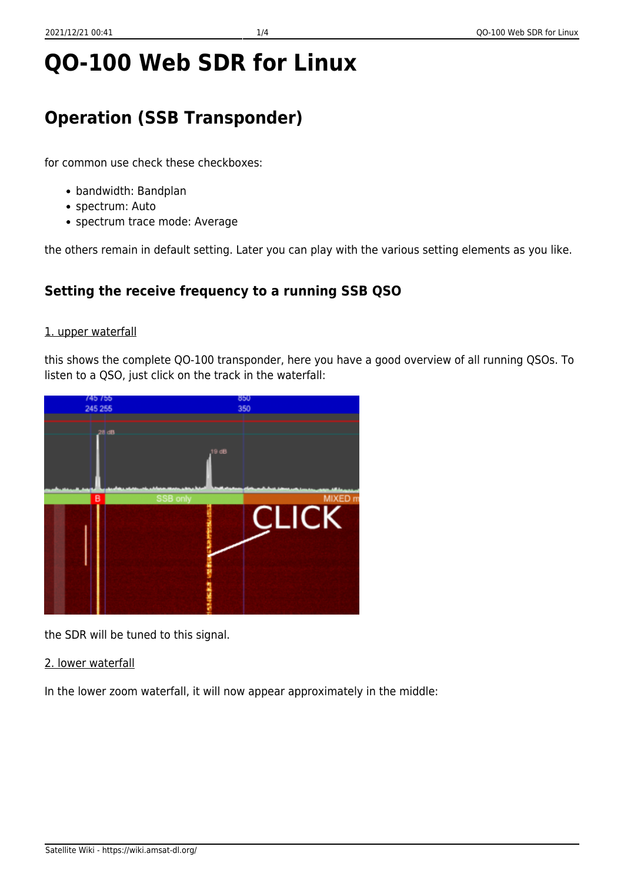# QO-100 Web SDR for Linux

## Operation (SSB Transponder)

for common use check these checkboxes:

- bandwidth: Bandplan
- spectrum: Auto
- spectrum trace mode: Average

the others remain in default setting. Later you can play with the various setting elements as you like.

### Setting the receive frequency to a running SSB QSO

1. upper waterfall

this shows the complete QO-100 transponder, here you have a good overview of all running QSOs. To listen to a QSO, just click on the track in the waterfall:

the SDR will be tuned to this signal.

2. lower waterfall

In the lower zoom waterfall, it will now appear approximately in the middle: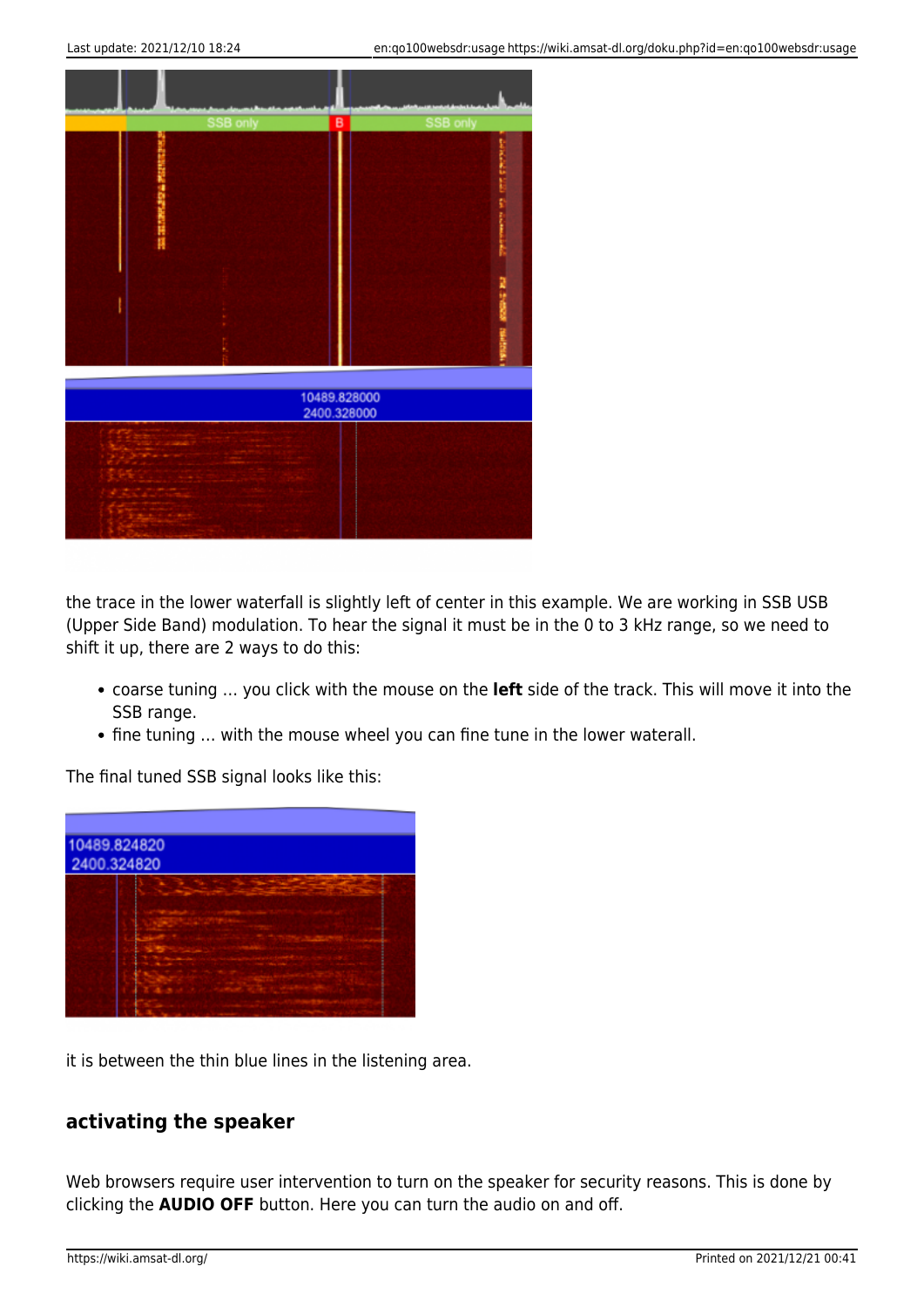the trace in the lower waterfall is slightly left of center in this example. We are working in SSB USB (Upper Side Band) modulation. To hear the signal it must be in the 0 to 3 kHz range, so we need to shift it up, there are 2 ways to do this:

- coarse tuning … you click with the mouse on the **left** side of the track. This will move it into the SSB range.
- fine tuning … with the mouse wheel you can fine tune in the lower waterall.

The final tuned SSB signal looks like this:

it is between the thin blue lines in the listening area.

### activating the speaker

Web browsers require user intervention to turn on the speaker for security reasons. This is done by clicking the **AUDIO OFF** button. Here you can turn the audio on and off.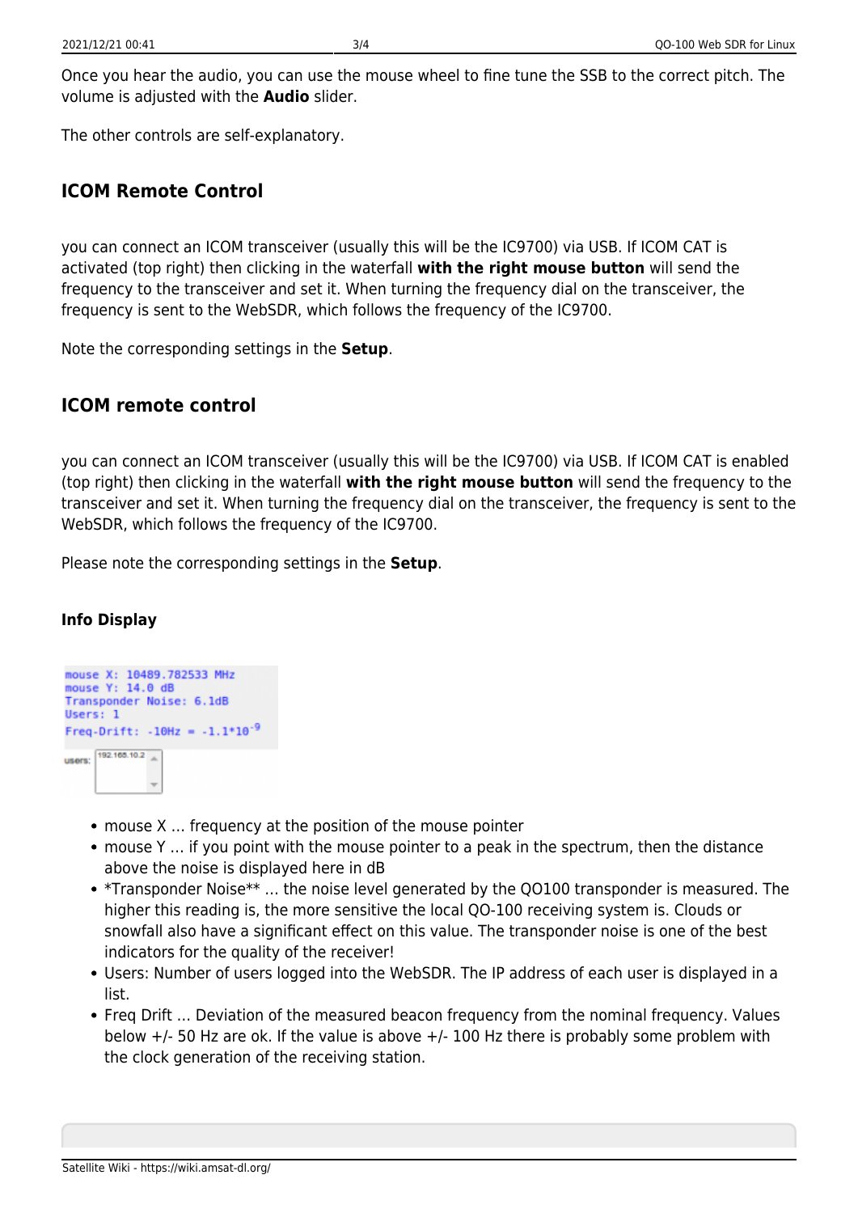Once you hear the audio, you can use the mouse wheel to fine tune the SSB to the correct pitch. The volume is adjusted with the **Audio** slider.

The other controls are self-explanatory.

## ICOM Remote Control

you can connect an ICOM transceiver (usually this will be the IC9700) via USB. If ICOM CAT is activated (top right) then clicking in the waterfall **with the right mouse button** will send the frequency to the transceiver and set it. When turning the frequency dial on the transceiver, the frequency is sent to the WebSDR, which follows the frequency of the IC9700.

Note the corresponding settings in the **Setup**.

## ICOM remote control

you can connect an ICOM transceiver (usually this will be the IC9700) via USB. If ICOM CAT is enabled (top right) then clicking in the waterfall **with the right mouse button** will send the frequency to the transceiver and set it. When turning the frequency dial on the transceiver, the frequency is sent to the WebSDR, which follows the frequency of the IC9700.

Please note the corresponding settings in the **Setup**.

### Info Display

```
mouse X: 10489.782533 MHz
mouse Y: 14.0 dB
Transponder Noise: 6.1dB
Users: 1
Freq-Drift: -10Hz = -1.1*10^-9
```

users: 192.168.10.2

- mouse X … frequency at the position of the mouse pointer
- mouse Y … if you point with the mouse pointer to a peak in the spectrum, then the distance above the noise is displayed here in dB
- *Transponder Noise** … the noise level generated by the QO100 transponder is measured. The higher this reading is, the more sensitive the local QO-100 receiving system is. Clouds or snowfall also have a significant effect on this value. The transponder noise is one of the best indicators for the quality of the receiver!
- Users: Number of users logged into the WebSDR. The IP address of each user is displayed in a list.
- Freq Drift … Deviation of the measured beacon frequency from the nominal frequency. Values below +/- 50 Hz are ok. If the value is above +/- 100 Hz there is probably some problem with the clock generation of the receiving station.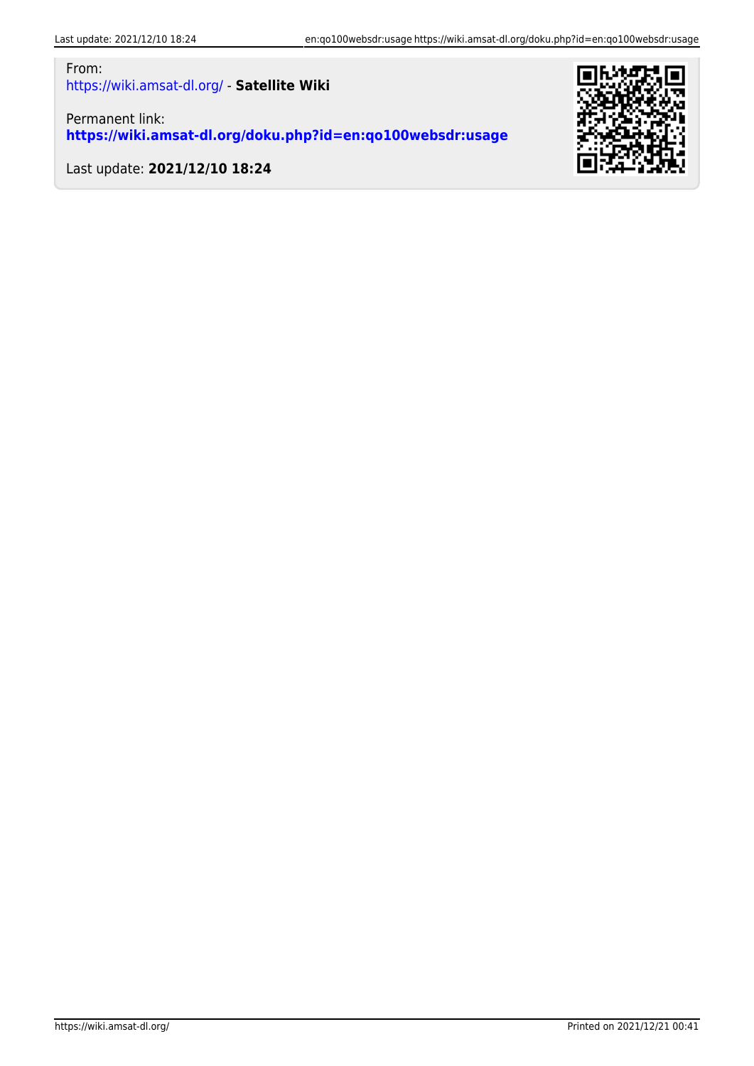From:
https://wiki.amsat-dl.org/ - **Satellite Wiki**

Permanent link:
**https://wiki.amsat-dl.org/doku.php?id=en:qo100websdr:usage**

Last update: **2021/12/10 18:24**